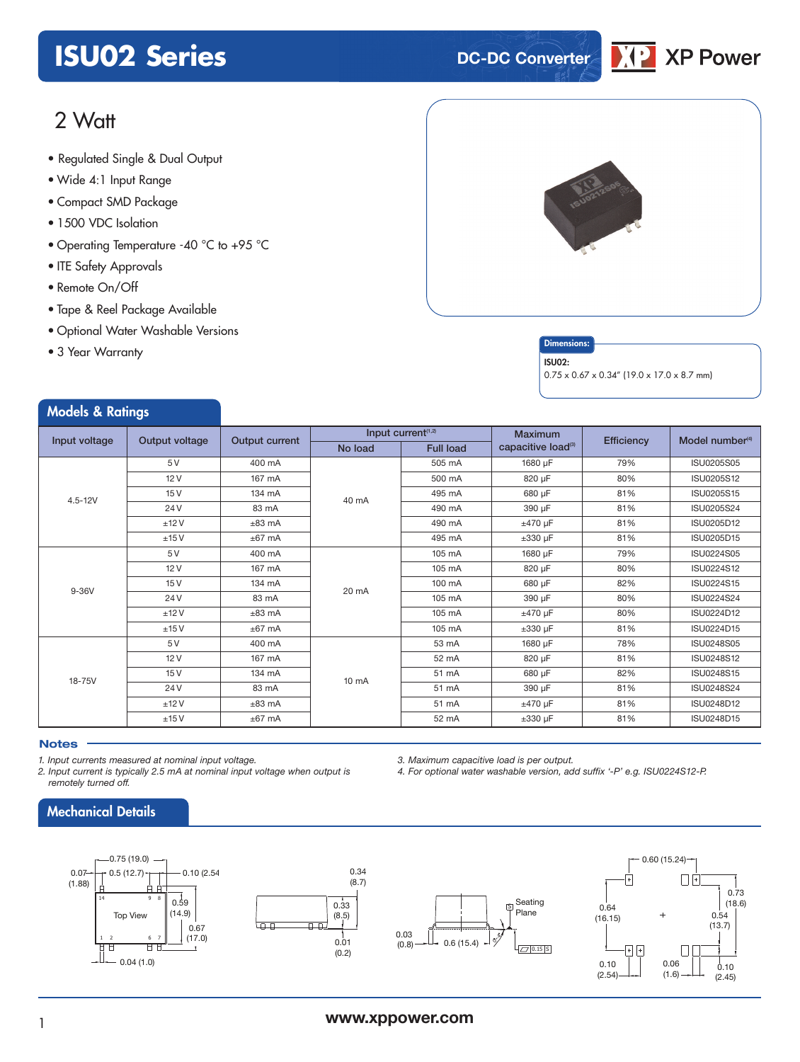# ISU02 Series

DC-DC Converter

## 2 Watt

- Regulated Single & Dual Output
- Wide 4:1 Input Range
- Compact SMD Package
- 1500 VDC Isolation
- Operating Temperature -40 °C to +95 °C
- ITE Safety Approvals
- Remote On/Off
- Tape & Reel Package Available
- Optional Water Washable Versions
- 3 Year Warranty

**Dimensions:**

**ISU02:**
0.75 x 0.67 x 0.34" (19.0 x 17.0 x 8.7 mm)

## Models & Ratings

| Input voltage | Output voltage | Output current | Input current[1,2] | | Maximum capacitive load[3] | Efficiency | Model number[4] |
|---|---|---|---|---|---|---|---|
| | | | No load | Full load | | | |
| 4.5-12V | 5 V | 400 mA | 40 mA | 505 mA | 1680 µF | 79% | ISU0205S05 |
| | 12 V | 167 mA | | 500 mA | 820 µF | 80% | ISU0205S12 |
| | 15 V | 134 mA | | 495 mA | 680 µF | 81% | ISU0205S15 |
| | 24 V | 83 mA | | 490 mA | 390 µF | 81% | ISU0205S24 |
| | ±12 V | ±83 mA | | 490 mA | ±470 µF | 81% | ISU0205D12 |
| | ±15 V | ±67 mA | | 495 mA | ±330 µF | 81% | ISU0205D15 |
| 9-36V | 5 V | 400 mA | 20 mA | 105 mA | 1680 µF | 79% | ISU0224S05 |
| | 12 V | 167 mA | | 105 mA | 820 µF | 80% | ISU0224S12 |
| | 15 V | 134 mA | | 100 mA | 680 µF | 82% | ISU0224S15 |
| | 24 V | 83 mA | | 105 mA | 390 µF | 80% | ISU0224S24 |
| | ±12 V | ±83 mA | | 105 mA | ±470 µF | 80% | ISU0224D12 |
| | ±15 V | ±67 mA | | 105 mA | ±330 µF | 81% | ISU0224D15 |
| 18-75V | 5 V | 400 mA | 10 mA | 53 mA | 1680 µF | 78% | ISU0248S05 |
| | 12 V | 167 mA | | 52 mA | 820 µF | 81% | ISU0248S12 |
| | 15 V | 134 mA | | 51 mA | 680 µF | 82% | ISU0248S15 |
| | 24 V | 83 mA | | 51 mA | 390 µF | 81% | ISU0248S24 |
| | ±12 V | ±83 mA | | 51 mA | ±470 µF | 81% | ISU0248D12 |
| | ±15 V | ±67 mA | | 52 mA | ±330 µF | 81% | ISU0248D15 |

### Notes

*1. Input currents measured at nominal input voltage.*
*2. Input current is typically 2.5 mA at nominal input voltage when output is remotely turned off.*
*3. Maximum capacitive load is per output.*
*4. For optional water washable version, add suffix '-P' e.g. ISU0224S12-P.*

## Mechanical Details

Top View: 0.75 (19.0); 0.07 (1.88); 0.5 (12.7); 0.10 (2.54); 0.59 (14.9); 0.67 (17.0); 0.04 (1.0); pins 1, 2, 6, 7, 8, 9, 14

Side View: 0.34 (8.7); 0.33 (8.5); 0.01 (0.2)

0.03 (0.8); 0.6 (15.4); Seating Plane; 0.15

0.60 (15.24); 0.73 (18.6); 0.64 (16.15); 0.54 (13.7); 0.10 (2.54); 0.06 (1.6); 0.10 (2.45)

www.xppower.com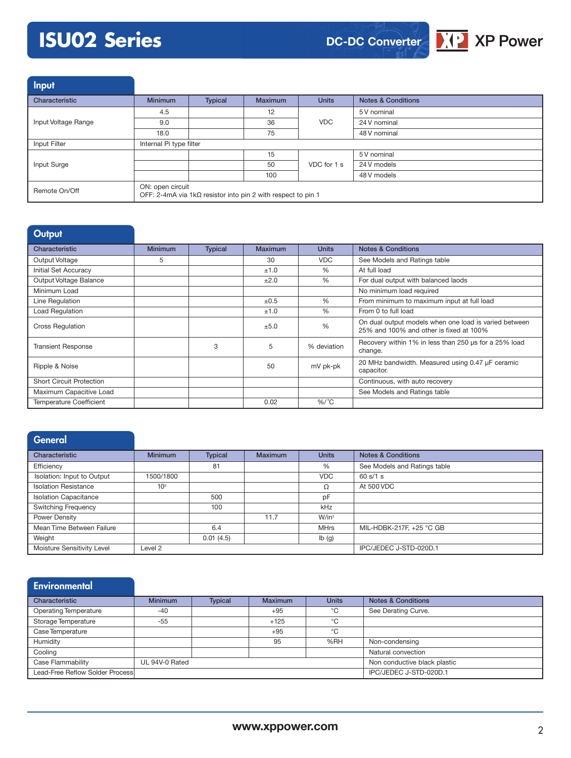## Input

| Characteristic | Minimum | Typical | Maximum | Units | Notes & Conditions |
|---|---|---|---|---|---|
| Input Voltage Range | 4.5 | | 12 | VDC | 5 V nominal |
| | 9.0 | | 36 | | 24 V nominal |
| | 18.0 | | 75 | | 48 V nominal |
| Input Filter | Internal Pi type filter | | | | |
| Input Surge | | | 15 | VDC for 1 s | 5 V nominal |
| | | | 50 | | 24 V models |
| | | | 100 | | 48 V models |
| Remote On/Off | ON: open circuit<br>OFF: 2-4mA via 1kΩ resistor into pin 2 with respect to pin 1 | | | | |

## Output

| Characteristic | Minimum | Typical | Maximum | Units | Notes & Conditions |
|---|---|---|---|---|---|
| Output Voltage | 5 | | 30 | VDC | See Models and Ratings table |
| Initial Set Accuracy | | | ±1.0 | % | At full load |
| Output Voltage Balance | | | ±2.0 | % | For dual output with balanced laods |
| Minimum Load | | | | | No minimum load required |
| Line Regulation | | | ±0.5 | % | From minimum to maximum input at full load |
| Load Regulation | | | ±1.0 | % | From 0 to full load |
| Cross Regulation | | | ±5.0 | % | On dual output models when one load is varied between 25% and 100% and other is fixed at 100% |
| Transient Response | | 3 | 5 | % deviation | Recovery within 1% in less than 250 µs for a 25% load change. |
| Ripple & Noise | | | 50 | mV pk-pk | 20 MHz bandwidth. Measured using 0.47 µF ceramic capacitor. |
| Short Circuit Protection | | | | | Continuous, with auto recovery |
| Maximum Capacitive Load | | | | | See Models and Ratings table |
| Temperature Coefficient | | | 0.02 | %/˚C | |

## General

| Characteristic | Minimum | Typical | Maximum | Units | Notes & Conditions |
|---|---|---|---|---|---|
| Efficiency | | 81 | | % | See Models and Ratings table |
| Isolation: Input to Output | 1500/1800 | | | VDC | 60 s/1 s |
| Isolation Resistance | $10^9$ | | | Ω | At 500 VDC |
| Isolation Capacitance | | 500 | | pF | |
| Switching Frequency | | 100 | | kHz | |
| Power Density | | | 11.7 | W/in³ | |
| Mean Time Between Failure | | 6.4 | | MHrs | MIL-HDBK-217F, +25 °C GB |
| Weight | | 0.01 (4.5) | | lb (g) | |
| Moisture Sensitivity Level | Level 2 | | | | IPC/JEDEC J-STD-020D.1 |

## Environmental

| Characteristic | Minimum | Typical | Maximum | Units | Notes & Conditions |
|---|---|---|---|---|---|
| Operating Temperature | -40 | | +95 | °C | See Derating Curve. |
| Storage Temperature | -55 | | +125 | °C | |
| Case Temperature | | | +95 | °C | |
| Humidity | | | 95 | %RH | Non-condensing |
| Cooling | | | | | Natural convection |
| Case Flammability | UL 94V-0 Rated | | | | Non conductive black plastic |
| Lead-Free Reflow Solder Process | | | | | IPC/JEDEC J-STD-020D.1 |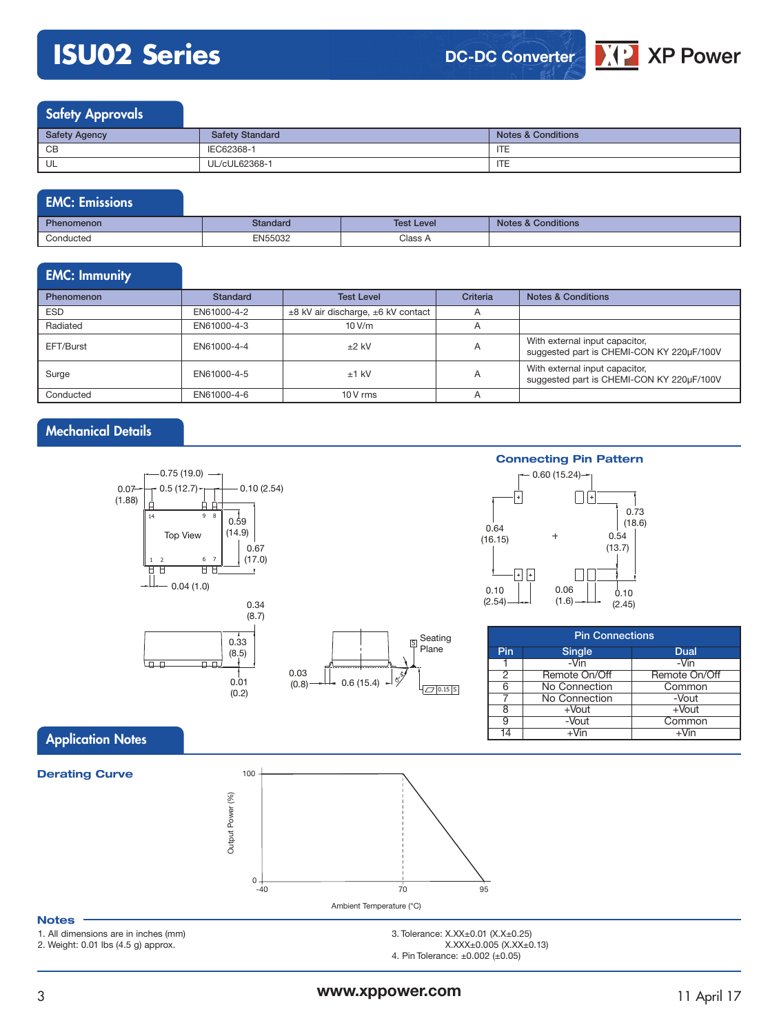# ISU02 Series

DC-DC Converter

## Safety Approvals

| Safety Agency | Safety Standard | Notes & Conditions |
|---|---|---|
| CB | IEC62368-1 | ITE |
| UL | UL/cUL62368-1 | ITE |

## EMC: Emissions

| Phenomenon | Standard | Test Level | Notes & Conditions |
|---|---|---|---|
| Conducted | EN55032 | Class A | |

## EMC: Immunity

| Phenomenon | Standard | Test Level | Criteria | Notes & Conditions |
|---|---|---|---|---|
| ESD | EN61000-4-2 | ±8 kV air discharge, ±6 kV contact | A | |
| Radiated | EN61000-4-3 | 10 V/m | A | |
| EFT/Burst | EN61000-4-4 | ±2 kV | A | With external input capacitor, suggested part is CHEMI-CON KY 220µF/100V |
| Surge | EN61000-4-5 | ±1 kV | A | With external input capacitor, suggested part is CHEMI-CON KY 220µF/100V |
| Conducted | EN61000-4-6 | 10 V rms | A | |

## Mechanical Details

0.75 (19.0)
0.07 (1.88)
0.5 (12.7)
0.10 (2.54)
Top View
0.59 (14.9)
0.67 (17.0)
0.04 (1.0)
0.34 (8.7)
0.33 (8.5)
0.01 (0.2)
0.03 (0.8)
0.6 (15.4)
Seating Plane
0.15 S

### Connecting Pin Pattern

0.60 (15.24)
0.64 (16.15)
0.73 (18.6)
0.54 (13.7)
0.10 (2.54)
0.06 (1.6)
0.10 (2.45)

| Pin Connections | | |
|---|---|---|
| **Pin** | **Single** | **Dual** |
| 1 | -Vin | -Vin |
| 2 | Remote On/Off | Remote On/Off |
| 6 | No Connection | Common |
| 7 | No Connection | -Vout |
| 8 | +Vout | +Vout |
| 9 | -Vout | Common |
| 14 | +Vin | +Vin |

## Application Notes

### Derating Curve

Output Power (%)
100
0
-40
70
95
Ambient Temperature (°C)

### Notes

1. All dimensions are in inches (mm)
2. Weight: 0.01 lbs (4.5 g) approx.
3. Tolerance: X.XX±0.01 (X.X±0.25)
   X.XXX±0.005 (X.XX±0.13)
4. Pin Tolerance: ±0.002 (±0.05)

www.xppower.com

11 April 17